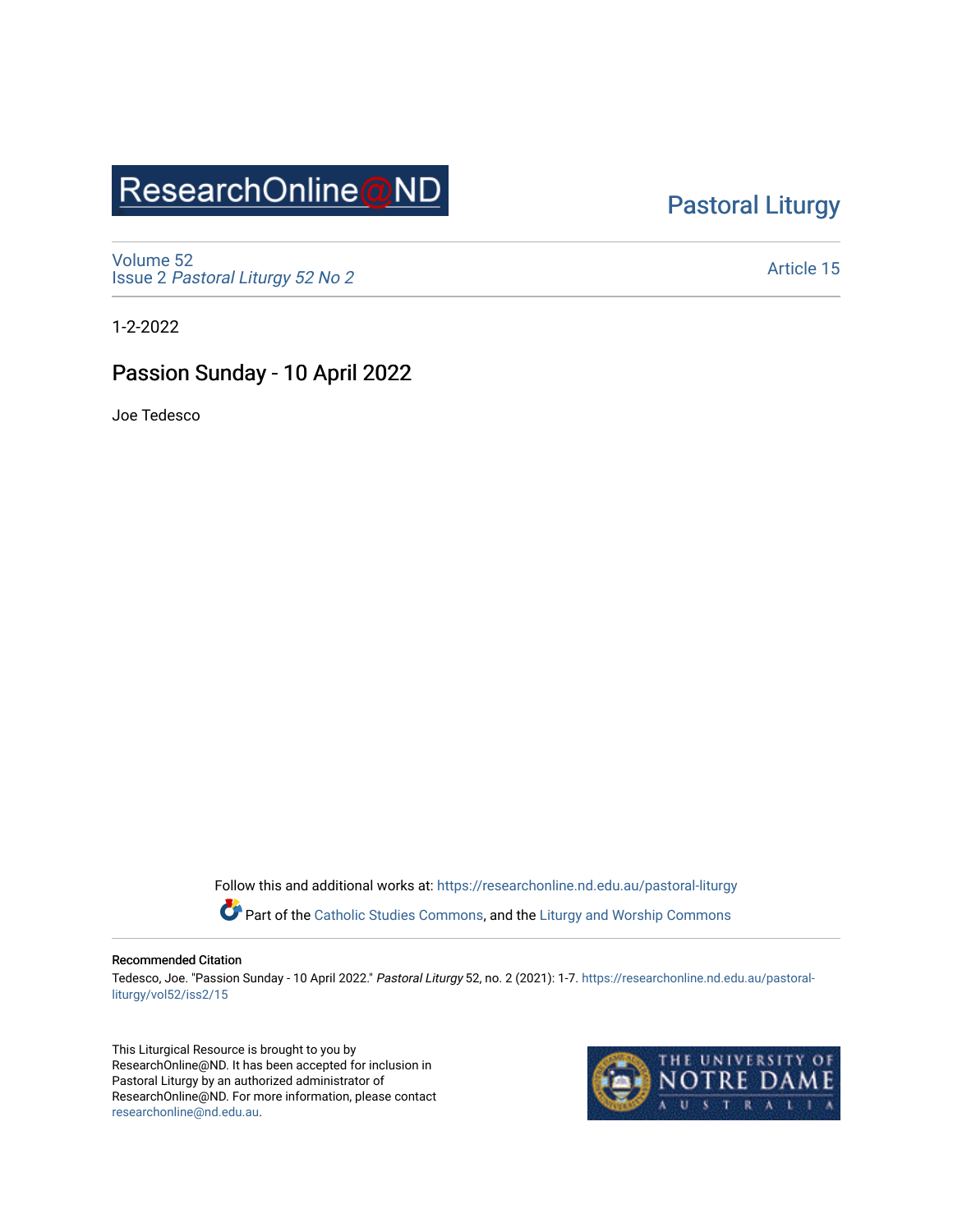ResearchOnline@ND

Pastoral Liturgy

Volume 52
Issue 2 *Pastoral Liturgy 52 No 2*

Article 15

1-2-2022

# Passion Sunday - 10 April 2022

Joe Tedesco

Follow this and additional works at: https://researchonline.nd.edu.au/pastoral-liturgy

Part of the Catholic Studies Commons, and the Liturgy and Worship Commons

## Recommended Citation

Tedesco, Joe. "Passion Sunday - 10 April 2022." *Pastoral Liturgy* 52, no. 2 (2021): 1-7. https://researchonline.nd.edu.au/pastoral-liturgy/vol52/iss2/15

This Liturgical Resource is brought to you by ResearchOnline@ND. It has been accepted for inclusion in Pastoral Liturgy by an authorized administrator of ResearchOnline@ND. For more information, please contact researchonline@nd.edu.au.

THE UNIVERSITY OF NOTRE DAME AUSTRALIA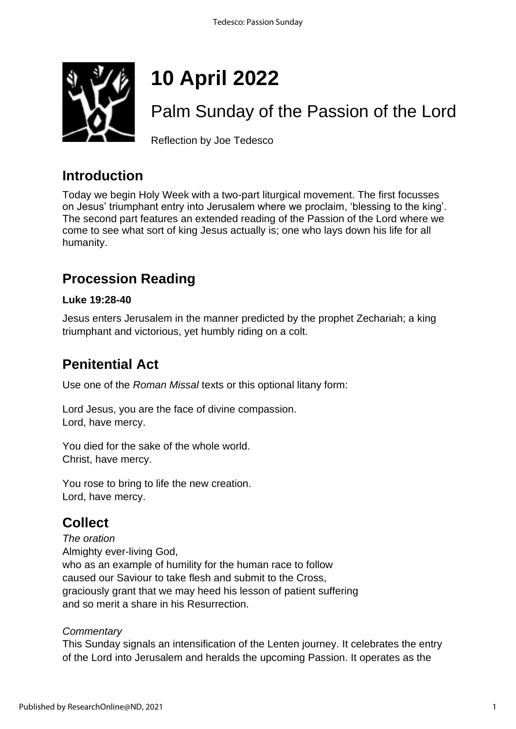# 10 April 2022

## Palm Sunday of the Passion of the Lord

Reflection by Joe Tedesco

## Introduction

Today we begin Holy Week with a two-part liturgical movement. The first focusses on Jesus' triumphant entry into Jerusalem where we proclaim, 'blessing to the king'. The second part features an extended reading of the Passion of the Lord where we come to see what sort of king Jesus actually is; one who lays down his life for all humanity.

## Procession Reading

**Luke 19:28-40**

Jesus enters Jerusalem in the manner predicted by the prophet Zechariah; a king triumphant and victorious, yet humbly riding on a colt.

## Penitential Act

Use one of the *Roman Missal* texts or this optional litany form:

Lord Jesus, you are the face of divine compassion.
Lord, have mercy.

You died for the sake of the whole world.
Christ, have mercy.

You rose to bring to life the new creation.
Lord, have mercy.

## Collect

*The oration*
Almighty ever-living God,
who as an example of humility for the human race to follow
caused our Saviour to take flesh and submit to the Cross,
graciously grant that we may heed his lesson of patient suffering
and so merit a share in his Resurrection.

*Commentary*
This Sunday signals an intensification of the Lenten journey. It celebrates the entry of the Lord into Jerusalem and heralds the upcoming Passion. It operates as the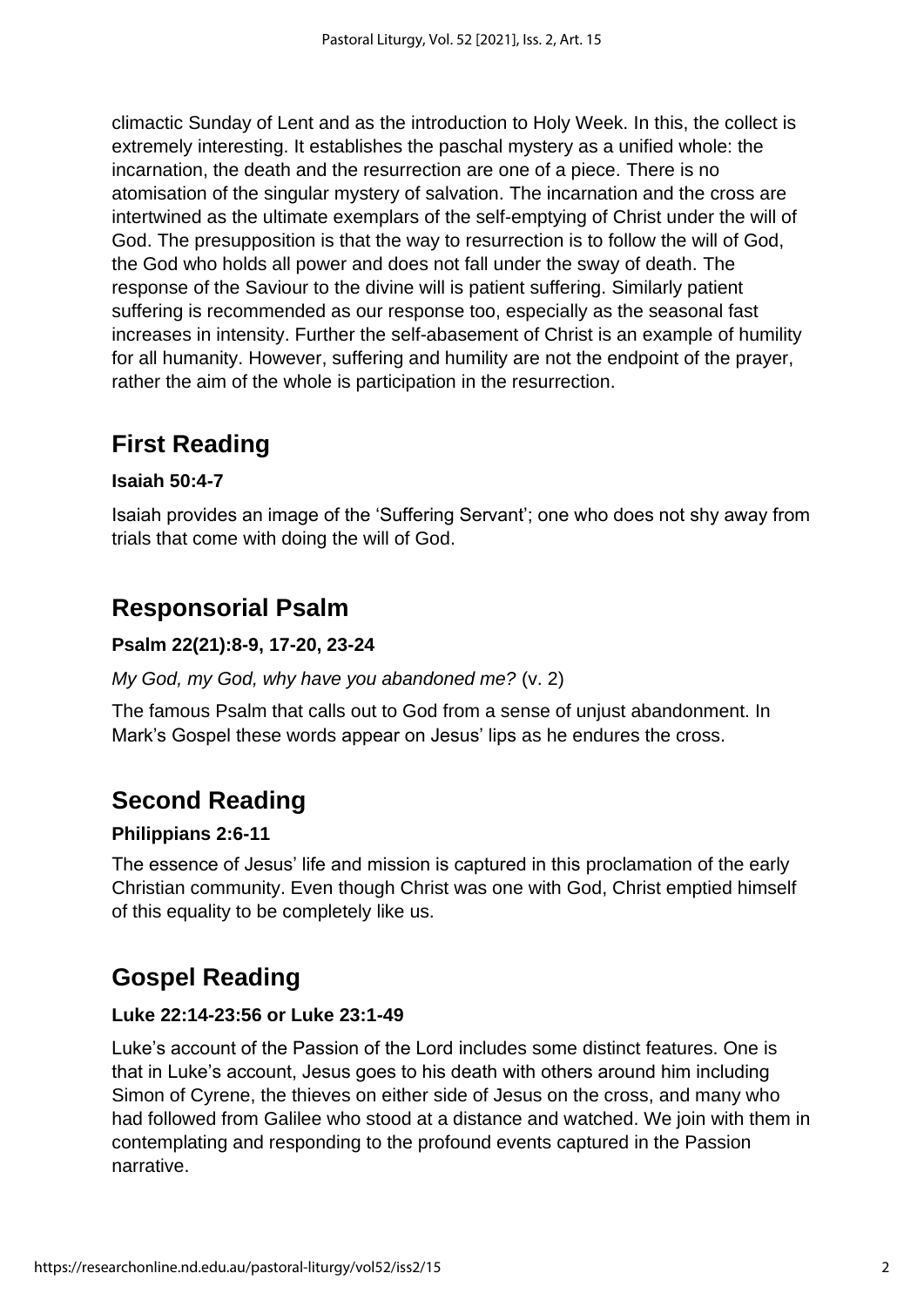climactic Sunday of Lent and as the introduction to Holy Week. In this, the collect is extremely interesting. It establishes the paschal mystery as a unified whole: the incarnation, the death and the resurrection are one of a piece. There is no atomisation of the singular mystery of salvation. The incarnation and the cross are intertwined as the ultimate exemplars of the self-emptying of Christ under the will of God. The presupposition is that the way to resurrection is to follow the will of God, the God who holds all power and does not fall under the sway of death. The response of the Saviour to the divine will is patient suffering. Similarly patient suffering is recommended as our response too, especially as the seasonal fast increases in intensity. Further the self-abasement of Christ is an example of humility for all humanity. However, suffering and humility are not the endpoint of the prayer, rather the aim of the whole is participation in the resurrection.

## First Reading

**Isaiah 50:4-7**

Isaiah provides an image of the 'Suffering Servant'; one who does not shy away from trials that come with doing the will of God.

## Responsorial Psalm

**Psalm 22(21):8-9, 17-20, 23-24**

*My God, my God, why have you abandoned me?* (v. 2)

The famous Psalm that calls out to God from a sense of unjust abandonment. In Mark's Gospel these words appear on Jesus' lips as he endures the cross.

## Second Reading

**Philippians 2:6-11**

The essence of Jesus' life and mission is captured in this proclamation of the early Christian community. Even though Christ was one with God, Christ emptied himself of this equality to be completely like us.

## Gospel Reading

**Luke 22:14-23:56 or Luke 23:1-49**

Luke's account of the Passion of the Lord includes some distinct features. One is that in Luke's account, Jesus goes to his death with others around him including Simon of Cyrene, the thieves on either side of Jesus on the cross, and many who had followed from Galilee who stood at a distance and watched. We join with them in contemplating and responding to the profound events captured in the Passion narrative.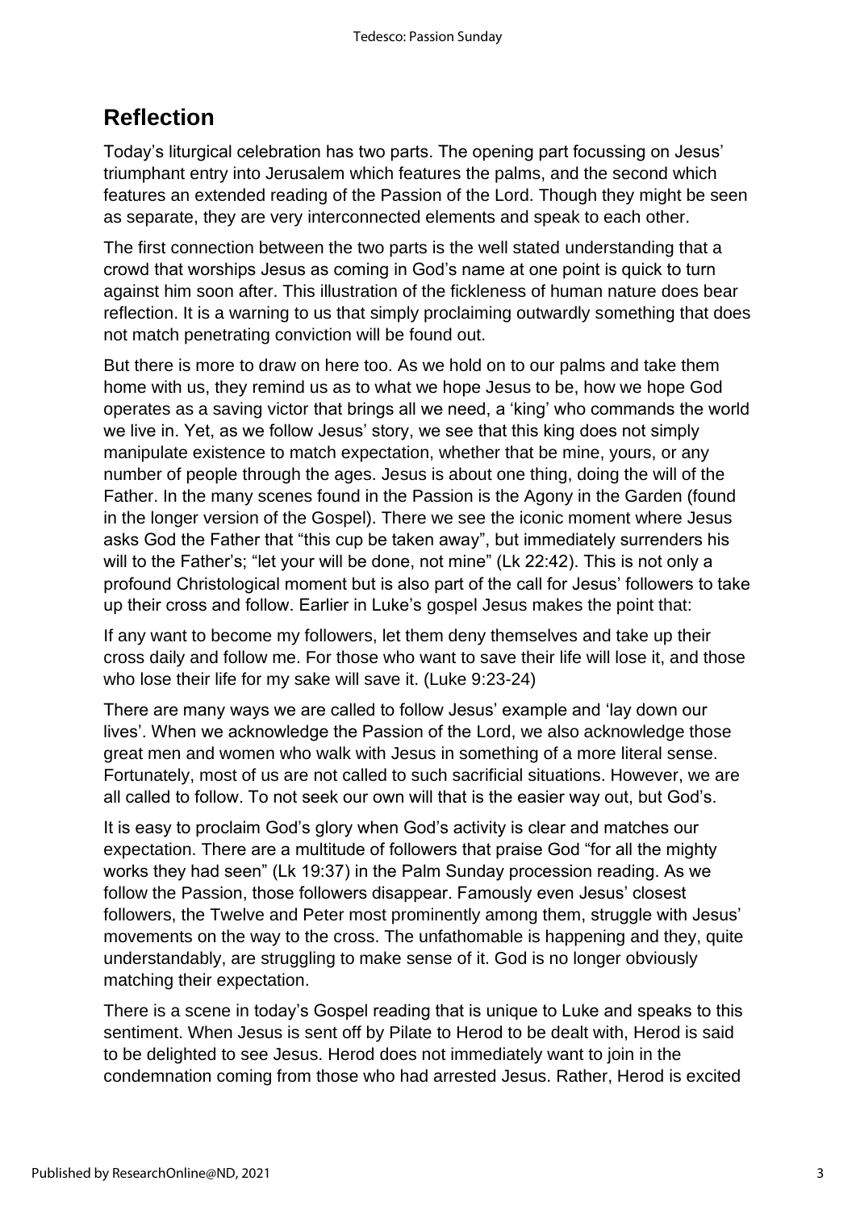## Reflection

Today's liturgical celebration has two parts. The opening part focussing on Jesus' triumphant entry into Jerusalem which features the palms, and the second which features an extended reading of the Passion of the Lord. Though they might be seen as separate, they are very interconnected elements and speak to each other.

The first connection between the two parts is the well stated understanding that a crowd that worships Jesus as coming in God's name at one point is quick to turn against him soon after. This illustration of the fickleness of human nature does bear reflection. It is a warning to us that simply proclaiming outwardly something that does not match penetrating conviction will be found out.

But there is more to draw on here too. As we hold on to our palms and take them home with us, they remind us as to what we hope Jesus to be, how we hope God operates as a saving victor that brings all we need, a 'king' who commands the world we live in. Yet, as we follow Jesus' story, we see that this king does not simply manipulate existence to match expectation, whether that be mine, yours, or any number of people through the ages. Jesus is about one thing, doing the will of the Father. In the many scenes found in the Passion is the Agony in the Garden (found in the longer version of the Gospel). There we see the iconic moment where Jesus asks God the Father that "this cup be taken away", but immediately surrenders his will to the Father's; "let your will be done, not mine" (Lk 22:42). This is not only a profound Christological moment but is also part of the call for Jesus' followers to take up their cross and follow. Earlier in Luke's gospel Jesus makes the point that:

If any want to become my followers, let them deny themselves and take up their cross daily and follow me. For those who want to save their life will lose it, and those who lose their life for my sake will save it. (Luke 9:23-24)

There are many ways we are called to follow Jesus' example and 'lay down our lives'. When we acknowledge the Passion of the Lord, we also acknowledge those great men and women who walk with Jesus in something of a more literal sense. Fortunately, most of us are not called to such sacrificial situations. However, we are all called to follow. To not seek our own will that is the easier way out, but God's.

It is easy to proclaim God's glory when God's activity is clear and matches our expectation. There are a multitude of followers that praise God "for all the mighty works they had seen" (Lk 19:37) in the Palm Sunday procession reading. As we follow the Passion, those followers disappear. Famously even Jesus' closest followers, the Twelve and Peter most prominently among them, struggle with Jesus' movements on the way to the cross. The unfathomable is happening and they, quite understandably, are struggling to make sense of it. God is no longer obviously matching their expectation.

There is a scene in today's Gospel reading that is unique to Luke and speaks to this sentiment. When Jesus is sent off by Pilate to Herod to be dealt with, Herod is said to be delighted to see Jesus. Herod does not immediately want to join in the condemnation coming from those who had arrested Jesus. Rather, Herod is excited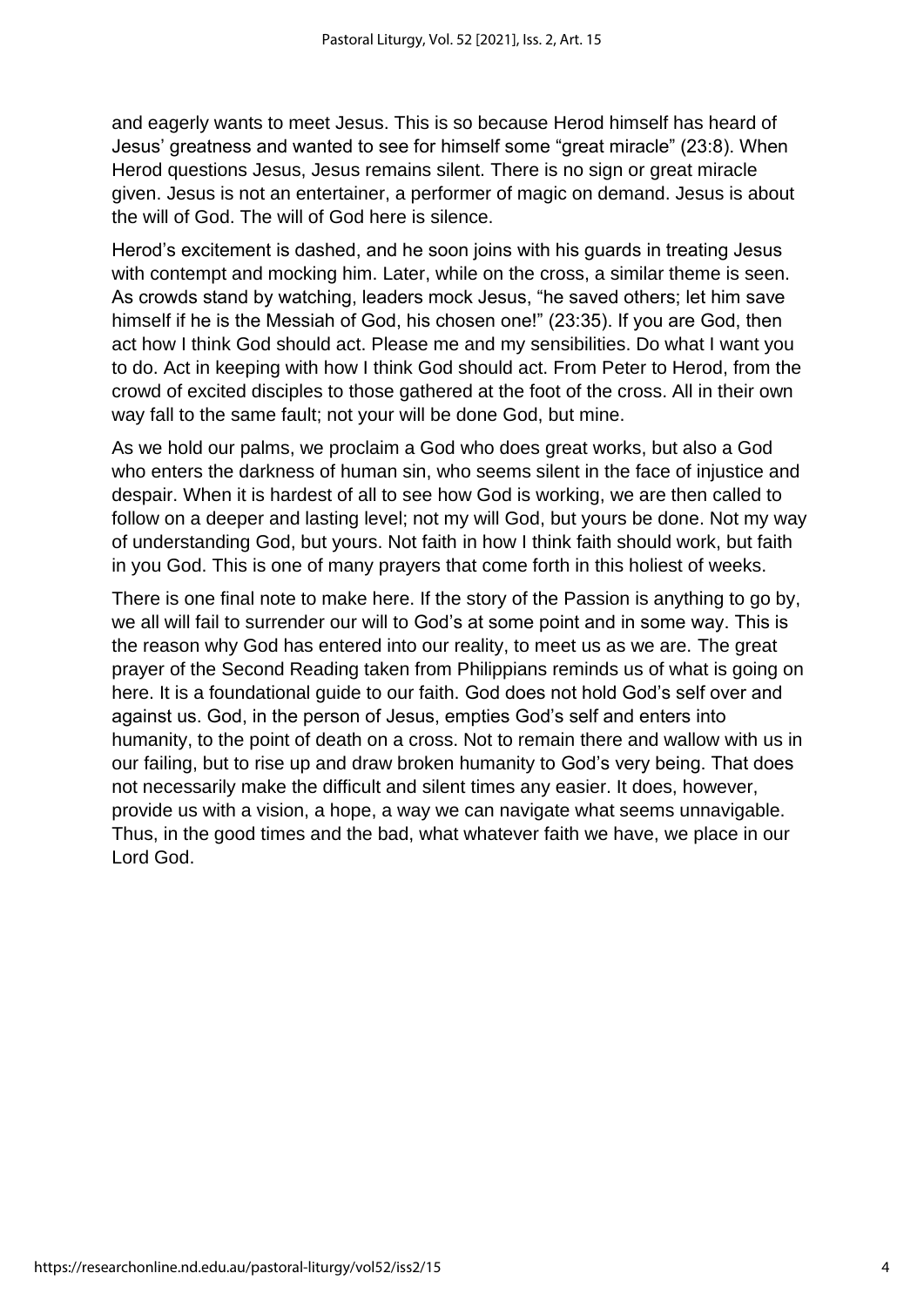and eagerly wants to meet Jesus. This is so because Herod himself has heard of Jesus' greatness and wanted to see for himself some "great miracle" (23:8). When Herod questions Jesus, Jesus remains silent. There is no sign or great miracle given. Jesus is not an entertainer, a performer of magic on demand. Jesus is about the will of God. The will of God here is silence.

Herod's excitement is dashed, and he soon joins with his guards in treating Jesus with contempt and mocking him. Later, while on the cross, a similar theme is seen. As crowds stand by watching, leaders mock Jesus, "he saved others; let him save himself if he is the Messiah of God, his chosen one!" (23:35). If you are God, then act how I think God should act. Please me and my sensibilities. Do what I want you to do. Act in keeping with how I think God should act. From Peter to Herod, from the crowd of excited disciples to those gathered at the foot of the cross. All in their own way fall to the same fault; not your will be done God, but mine.

As we hold our palms, we proclaim a God who does great works, but also a God who enters the darkness of human sin, who seems silent in the face of injustice and despair. When it is hardest of all to see how God is working, we are then called to follow on a deeper and lasting level; not my will God, but yours be done. Not my way of understanding God, but yours. Not faith in how I think faith should work, but faith in you God. This is one of many prayers that come forth in this holiest of weeks.

There is one final note to make here. If the story of the Passion is anything to go by, we all will fail to surrender our will to God's at some point and in some way. This is the reason why God has entered into our reality, to meet us as we are. The great prayer of the Second Reading taken from Philippians reminds us of what is going on here. It is a foundational guide to our faith. God does not hold God's self over and against us. God, in the person of Jesus, empties God's self and enters into humanity, to the point of death on a cross. Not to remain there and wallow with us in our failing, but to rise up and draw broken humanity to God's very being. That does not necessarily make the difficult and silent times any easier. It does, however, provide us with a vision, a hope, a way we can navigate what seems unnavigable. Thus, in the good times and the bad, what whatever faith we have, we place in our Lord God.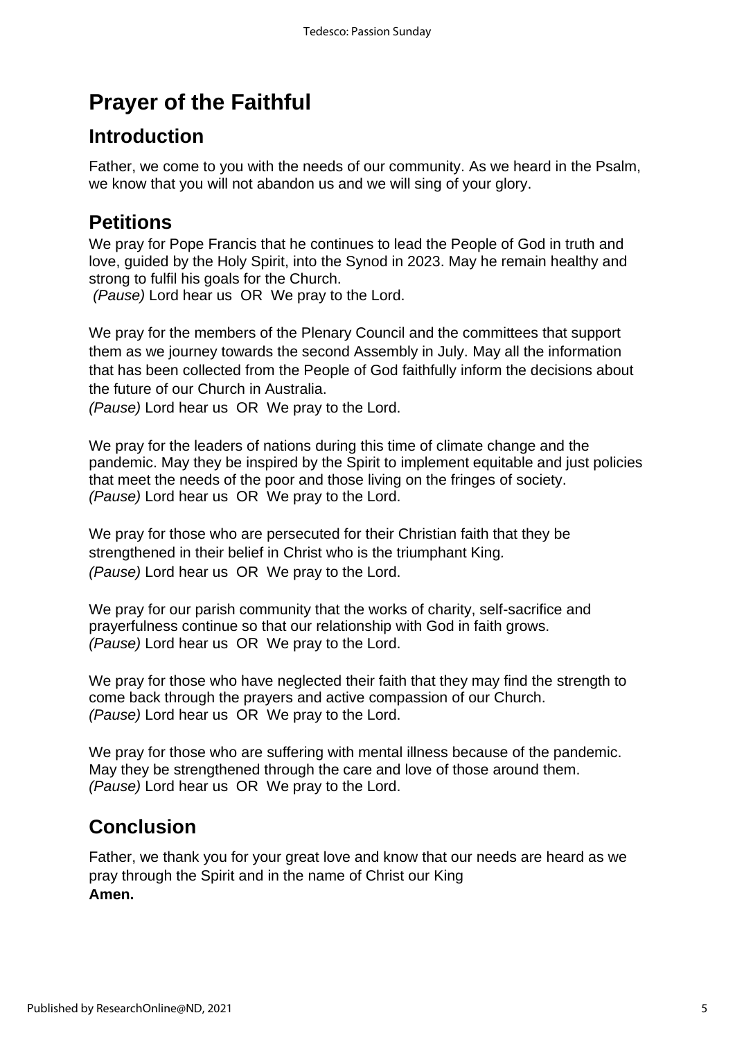# Prayer of the Faithful

## Introduction

Father, we come to you with the needs of our community. As we heard in the Psalm, we know that you will not abandon us and we will sing of your glory.

## Petitions

We pray for Pope Francis that he continues to lead the People of God in truth and love, guided by the Holy Spirit, into the Synod in 2023. May he remain healthy and strong to fulfil his goals for the Church.
*(Pause)* Lord hear us OR We pray to the Lord.

We pray for the members of the Plenary Council and the committees that support them as we journey towards the second Assembly in July. May all the information that has been collected from the People of God faithfully inform the decisions about the future of our Church in Australia.
*(Pause)* Lord hear us OR We pray to the Lord.

We pray for the leaders of nations during this time of climate change and the pandemic. May they be inspired by the Spirit to implement equitable and just policies that meet the needs of the poor and those living on the fringes of society.
*(Pause)* Lord hear us OR We pray to the Lord.

We pray for those who are persecuted for their Christian faith that they be strengthened in their belief in Christ who is the triumphant King.
*(Pause)* Lord hear us OR We pray to the Lord.

We pray for our parish community that the works of charity, self-sacrifice and prayerfulness continue so that our relationship with God in faith grows.
*(Pause)* Lord hear us OR We pray to the Lord.

We pray for those who have neglected their faith that they may find the strength to come back through the prayers and active compassion of our Church.
*(Pause)* Lord hear us OR We pray to the Lord.

We pray for those who are suffering with mental illness because of the pandemic. May they be strengthened through the care and love of those around them.
*(Pause)* Lord hear us OR We pray to the Lord.

## Conclusion

Father, we thank you for your great love and know that our needs are heard as we pray through the Spirit and in the name of Christ our King
**Amen.**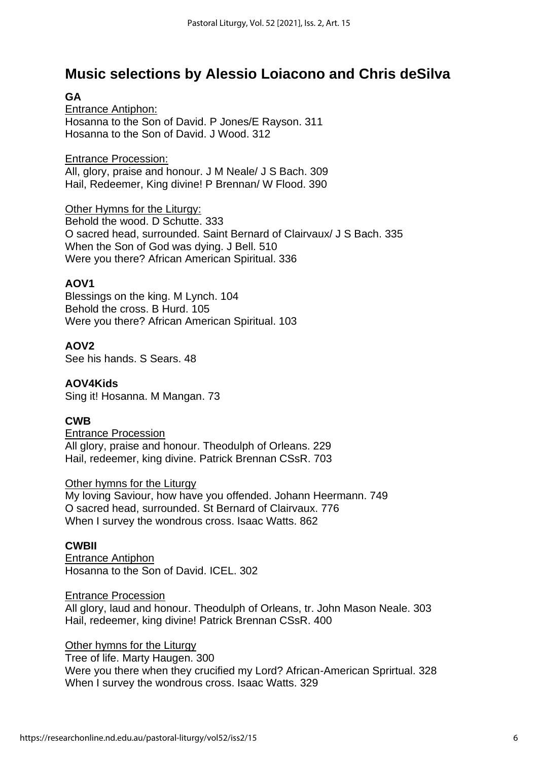## Music selections by Alessio Loiacono and Chris deSilva

**GA**

<u>Entrance Antiphon:</u>
Hosanna to the Son of David. P Jones/E Rayson. 311
Hosanna to the Son of David. J Wood. 312

<u>Entrance Procession:</u>
All, glory, praise and honour. J M Neale/ J S Bach. 309
Hail, Redeemer, King divine! P Brennan/ W Flood. 390

<u>Other Hymns for the Liturgy:</u>
Behold the wood. D Schutte. 333
O sacred head, surrounded. Saint Bernard of Clairvaux/ J S Bach. 335
When the Son of God was dying. J Bell. 510
Were you there? African American Spiritual. 336

**AOV1**

Blessings on the king. M Lynch. 104
Behold the cross. B Hurd. 105
Were you there? African American Spiritual. 103

**AOV2**

See his hands. S Sears. 48

**AOV4Kids**

Sing it! Hosanna. M Mangan. 73

**CWB**

<u>Entrance Procession</u>
All glory, praise and honour. Theodulph of Orleans. 229
Hail, redeemer, king divine. Patrick Brennan CSsR. 703

<u>Other hymns for the Liturgy</u>
My loving Saviour, how have you offended. Johann Heermann. 749
O sacred head, surrounded. St Bernard of Clairvaux. 776
When I survey the wondrous cross. Isaac Watts. 862

**CWBII**

<u>Entrance Antiphon</u>
Hosanna to the Son of David. ICEL. 302

<u>Entrance Procession</u>
All glory, laud and honour. Theodulph of Orleans, tr. John Mason Neale. 303
Hail, redeemer, king divine! Patrick Brennan CSsR. 400

<u>Other hymns for the Liturgy</u>
Tree of life. Marty Haugen. 300
Were you there when they crucified my Lord? African-American Sprirtual. 328
When I survey the wondrous cross. Isaac Watts. 329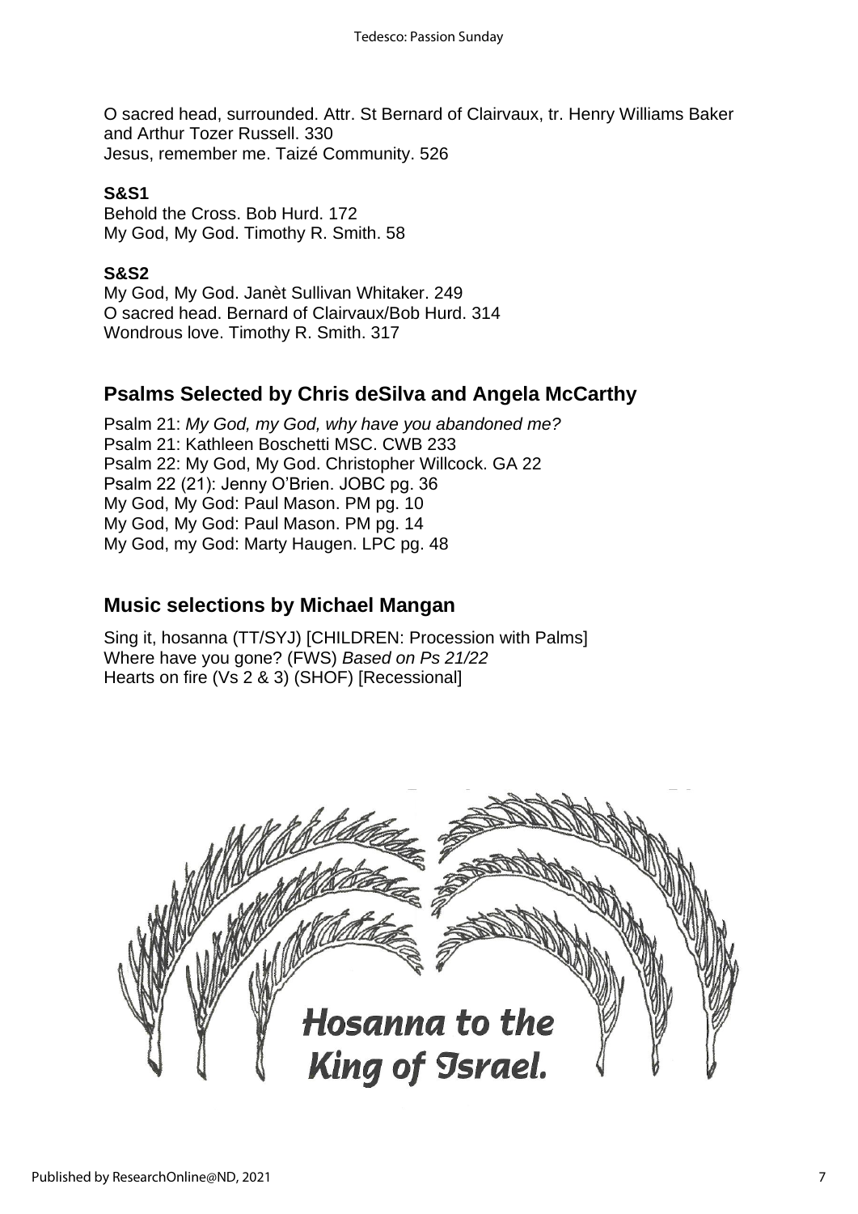O sacred head, surrounded. Attr. St Bernard of Clairvaux, tr. Henry Williams Baker and Arthur Tozer Russell. 330
Jesus, remember me. Taizé Community. 526

**S&S1**

Behold the Cross. Bob Hurd. 172
My God, My God. Timothy R. Smith. 58

**S&S2**

My God, My God. Janèt Sullivan Whitaker. 249
O sacred head. Bernard of Clairvaux/Bob Hurd. 314
Wondrous love. Timothy R. Smith. 317

## Psalms Selected by Chris deSilva and Angela McCarthy

Psalm 21: *My God, my God, why have you abandoned me?*
Psalm 21: Kathleen Boschetti MSC. CWB 233
Psalm 22: My God, My God. Christopher Willcock. GA 22
Psalm 22 (21): Jenny O'Brien. JOBC pg. 36
My God, My God: Paul Mason. PM pg. 10
My God, My God: Paul Mason. PM pg. 14
My God, my God: Marty Haugen. LPC pg. 48

## Music selections by Michael Mangan

Sing it, hosanna (TT/SYJ) [CHILDREN: Procession with Palms]
Where have you gone? (FWS) *Based on Ps 21/22*
Hearts on fire (Vs 2 & 3) (SHOF) [Recessional]

Hosanna to the King of Israel.